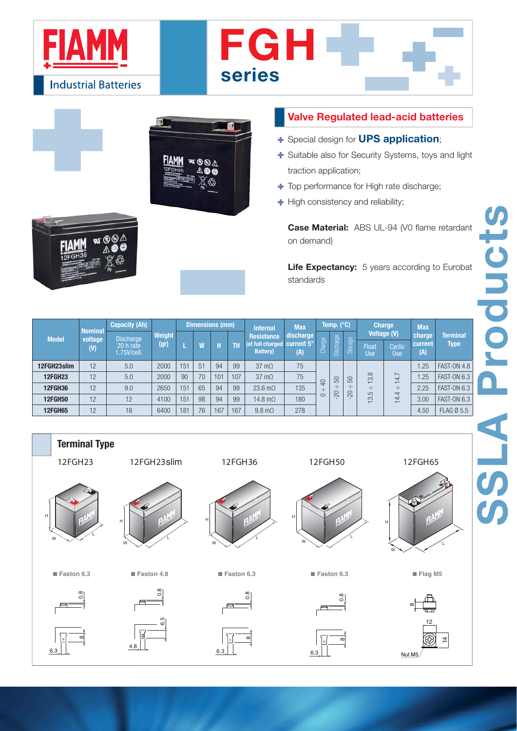# FIAMM

Industrial Batteries

# FGH series

## Valve Regulated lead-acid batteries

- Special design for **UPS application**;
- Suitable also for Security Systems, toys and light traction application;
- Top performance for High rate discharge;
- High consistency and reliability;

**Case Material:** ABS UL-94 (V0 flame retardant on demand)

**Life Expectancy:** 5 years according to Eurobat standards

SSLA Products

| Model | Nominal voltage (V) | Capacity (Ah) Discharge 20 h rate 1.75V/cell. | Weight (gr) | Dimensions (mm) | | | | Internal Resistance (of full charged Battery) | Max discharge current 5" (A) | Temp. (°C) | | | Charge Voltage (V) | | Max charge current (A) | Terminal Type |
|---|---|---|---|---|---|---|---|---|---|---|---|---|---|---|---|---|
| | | | | L | W | H | TH | | | Charge | Discharge | Storage | Float Use | Cyclic Use | | |
| 12FGH23slim | 12 | 5.0 | 2000 | 151 | 51 | 94 | 99 | 37 mΩ | 75 | 0 ÷ 40 | -20 ÷ 50 | -20 ÷ 50 | 13.5 ÷ 13.8 | 14.4 ÷ 14.7 | 1.25 | FAST-ON 4.8 |
| 12FGH23 | 12 | 5.0 | 2000 | 90 | 70 | 101 | 107 | 37 mΩ | 75 | | | | | | 1.25 | FAST-ON 6.3 |
| 12FGH36 | 12 | 9.0 | 2650 | 151 | 65 | 94 | 99 | 23.6 mΩ | 135 | | | | | | 2.25 | FAST-ON 6.3 |
| 12FGH50 | 12 | 12 | 4100 | 151 | 98 | 94 | 99 | 14.8 mΩ | 180 | | | | | | 3.00 | FAST-ON 6.3 |
| 12FGH65 | 12 | 18 | 6400 | 181 | 76 | 167 | 167 | 9.8 mΩ | 278 | | | | | | 4.50 | FLAG Ø 5.5 |

## Terminal Type

| 12FGH23 | 12FGH23slim | 12FGH36 | 12FGH50 | 12FGH65 |
|---|---|---|---|---|
| Faston 6.3 | Faston 4.8 | Faston 6.3 | Faston 6.3 | Flag M5 |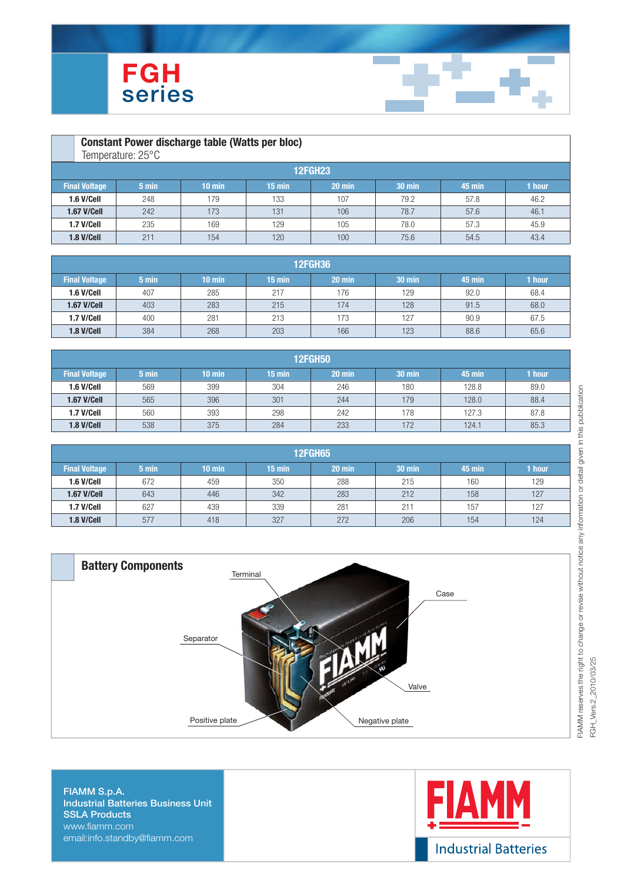# FGH series

## Constant Power discharge table (Watts per bloc)

Temperature: 25°C

**12FGH23**

| Final Voltage | 5 min | 10 min | 15 min | 20 min | 30 min | 45 min | 1 hour |
|---|---|---|---|---|---|---|---|
| 1.6 V/Cell | 248 | 179 | 133 | 107 | 79.2 | 57.8 | 46.2 |
| 1.67 V/Cell | 242 | 173 | 131 | 106 | 78.7 | 57.6 | 46.1 |
| 1.7 V/Cell | 235 | 169 | 129 | 105 | 78.0 | 57.3 | 45.9 |
| 1.8 V/Cell | 211 | 154 | 120 | 100 | 75.6 | 54.5 | 43.4 |

**12FGH36**

| Final Voltage | 5 min | 10 min | 15 min | 20 min | 30 min | 45 min | 1 hour |
|---|---|---|---|---|---|---|---|
| 1.6 V/Cell | 407 | 285 | 217 | 176 | 129 | 92.0 | 68.4 |
| 1.67 V/Cell | 403 | 283 | 215 | 174 | 128 | 91.5 | 68.0 |
| 1.7 V/Cell | 400 | 281 | 213 | 173 | 127 | 90.9 | 67.5 |
| 1.8 V/Cell | 384 | 268 | 203 | 166 | 123 | 88.6 | 65.6 |

**12FGH50**

| Final Voltage | 5 min | 10 min | 15 min | 20 min | 30 min | 45 min | 1 hour |
|---|---|---|---|---|---|---|---|
| 1.6 V/Cell | 569 | 399 | 304 | 246 | 180 | 128.8 | 89.0 |
| 1.67 V/Cell | 565 | 396 | 301 | 244 | 179 | 128.0 | 88.4 |
| 1.7 V/Cell | 560 | 393 | 298 | 242 | 178 | 127.3 | 87.8 |
| 1.8 V/Cell | 538 | 375 | 284 | 233 | 172 | 124.1 | 85.3 |

**12FGH65**

| Final Voltage | 5 min | 10 min | 15 min | 20 min | 30 min | 45 min | 1 hour |
|---|---|---|---|---|---|---|---|
| 1.6 V/Cell | 672 | 459 | 350 | 288 | 215 | 160 | 129 |
| 1.67 V/Cell | 643 | 446 | 342 | 283 | 212 | 158 | 127 |
| 1.7 V/Cell | 627 | 439 | 339 | 281 | 211 | 157 | 127 |
| 1.8 V/Cell | 577 | 418 | 327 | 272 | 206 | 154 | 124 |

## Battery Components

Terminal

Case

Separator

Valve

Positive plate

Negative plate

FIAMM reserves the right to change or revise without notice any information or detail given in this publication

FGH_Vers.2_2010/03/25

**FIAMM S.p.A.**
**Industrial Batteries Business Unit**
**SSLA Products**
www.fiamm.com
email:info.standby@fiamm.com

FIAMM

Industrial Batteries